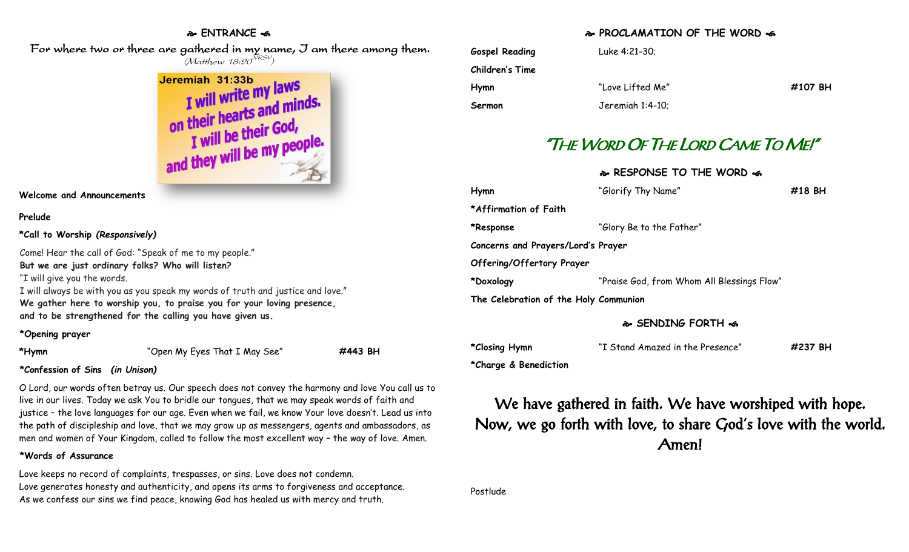## ❧ ENTRANCE ☙

For where two or three are gathered in my name, I am there among them. *(Matthew 18:20[NRSV])*

Jeremiah 31:33b
I will write my laws on their hearts and minds. I will be their God, and they will be my people.

**Welcome and Announcements**

**Prelude**

***Call to Worship** *(Responsively)***

Come! Hear the call of God: "Speak of me to my people."
**But we are just ordinary folks? Who will listen?**
"I will give you the words.
I will always be with you as you speak my words of truth and justice and love."
**We gather here to worship you, to praise you for your loving presence, and to be strengthened for the calling you have given us.**

***Opening prayer**

| | | |
|---|---|---|
| ***Hymn** | "Open My Eyes That I May See" | **#443 BH** |

***Confession of Sins** *(in Unison)***

O Lord, our words often betray us. Our speech does not convey the harmony and love You call us to live in our lives. Today we ask You to bridle our tongues, that we may speak words of faith and justice – the love languages for our age. Even when we fail, we know Your love doesn't. Lead us into the path of discipleship and love, that we may grow up as messengers, agents and ambassadors, as men and women of Your Kingdom, called to follow the most excellent way – the way of love. Amen.

***Words of Assurance**

Love keeps no record of complaints, trespasses, or sins. Love does not condemn.
Love generates honesty and authenticity, and opens its arms to forgiveness and acceptance.
As we confess our sins we find peace, knowing God has healed us with mercy and truth.

## ❧ PROCLAMATION OF THE WORD ☙

| | | |
|---|---|---|
| **Gospel Reading** | Luke 4:21-30; | |
| **Children's Time** | | |
| **Hymn** | "Love Lifted Me" | **#107 BH** |
| **Sermon** | Jeremiah 1:4-10; | |

## *"The Word Of The Lord Came To Me!"*

## ❧ RESPONSE TO THE WORD ☙

| | | |
|---|---|---|
| **Hymn** | "Glorify Thy Name" | **#18 BH** |
| ***Affirmation of Faith** | | |
| ***Response** | "Glory Be to the Father" | |
| **Concerns and Prayers/Lord's Prayer** | | |
| **Offering/Offertory Prayer** | | |
| ***Doxology** | "Praise God, from Whom All Blessings Flow" | |
| **The Celebration of the Holy Communion** | | |

## ❧ SENDING FORTH ☙

| | | |
|---|---|---|
| ***Closing Hymn** | "I Stand Amazed in the Presence" | **#237 BH** |
| ***Charge & Benediction** | | |

We have gathered in faith. We have worshiped with hope.
Now, we go forth with love, to share God's love with the world.
Amen!

Postlude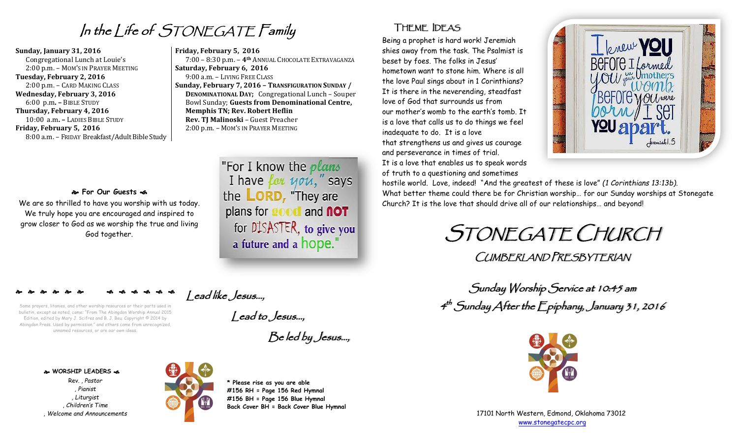# In the Life of STONEGATE Family

**Sunday, January 31, 2016**
Congregational Lunch at Louie's
2:00 p.m. – MOM'S IN PRAYER MEETING
**Tuesday, February 2, 2016**
2:00 p.m. – CARD MAKING CLASS
**Wednesday, February 3, 2016**
6:00 p.m. – BIBLE STUDY
**Thursday, February 4, 2016**
10:00 a.m. – LADIES BIBLE STUDY
**Friday, February 5, 2016**
8:00 a.m. – FRIDAY Breakfast/Adult Bible Study

**Friday, February 5, 2016**
7:00 – 8:30 p.m. – 4th ANNUAL CHOCOLATE EXTRAVAGANZA
**Saturday, February 6, 2016**
9:00 a.m. – LIVING FREE CLASS
**Sunday, February 7, 2016 – TRANSFIGURATION SUNDAY / DENOMINATIONAL DAY;** Congregational Lunch – Souper Bowl Sunday; **Guests from Denominational Centre, Memphis TN; Rev. Robert Heflin**
**Rev. TJ Malinoski** – Guest Preacher
2:00 p.m. – MOM'S IN PRAYER MEETING

### For Our Guests

We are so thrilled to have you worship with us today. We truly hope you are encouraged and inspired to grow closer to God as we worship the true and living God together.

"For I know the plans I have for you," says the LORD, "They are plans for good and NOT for DISASTER, to give you a future and a hope."

Some prayers, litanies, and other worship resources or their parts used in bulletin, except as noted, come: "From The Abingdon Worship Annual 2015 Edition, edited by Mary J. Scifres and B. J. Beu. Copyright © 2014 by Abingdon Press. Used by permission." and others come from unrecognized, unnamed resources, or are our own ideas.

Lead like Jesus...,
Lead to Jesus...,
Be led by Jesus...,

### WORSHIP LEADERS

Rev. , *Pastor*
, *Pianist*
, *Liturgist*
, *Children's Time*
, *Welcome and Announcements*

**\* Please rise as you are able**
**#156 RH = Page 156 Red Hymnal**
**#156 BH = Page 156 Blue Hymnal**
**Back Cover BH = Back Cover Blue Hymnal**

## THEME IDEAS

Being a prophet is hard work! Jeremiah shies away from the task. The Psalmist is beset by foes. The folks in Jesus' hometown want to stone him. Where is all the love Paul sings about in 1 Corinthians? It is there in the neverending, steadfast love of God that surrounds us from our mother's womb to the earth's tomb. It is a love that calls us to do things we feel inadequate to do. It is a love that strengthens us and gives us courage and perseverance in times of trial. It is a love that enables us to speak words of truth to a questioning and sometimes hostile world. Love, indeed! "And the greatest of these is love" *(1 Corinthians 13:13b)*. What better theme could there be for Christian worship… for our Sunday worships at Stonegate Church? It is the love that should drive all of our relationships… and beyond!

I knew YOU before I formed you in your mother's womb. Before you were born I set YOU apart. Jeremiah 1:5

# STONEGATE CHURCH

## CUMBERLAND PRESBYTERIAN

Sunday Worship Service at 10:45 am
4th Sunday After the Epiphany, January 31, 2016

17101 North Western, Edmond, Oklahoma 73012
www.stonegatecpc.org